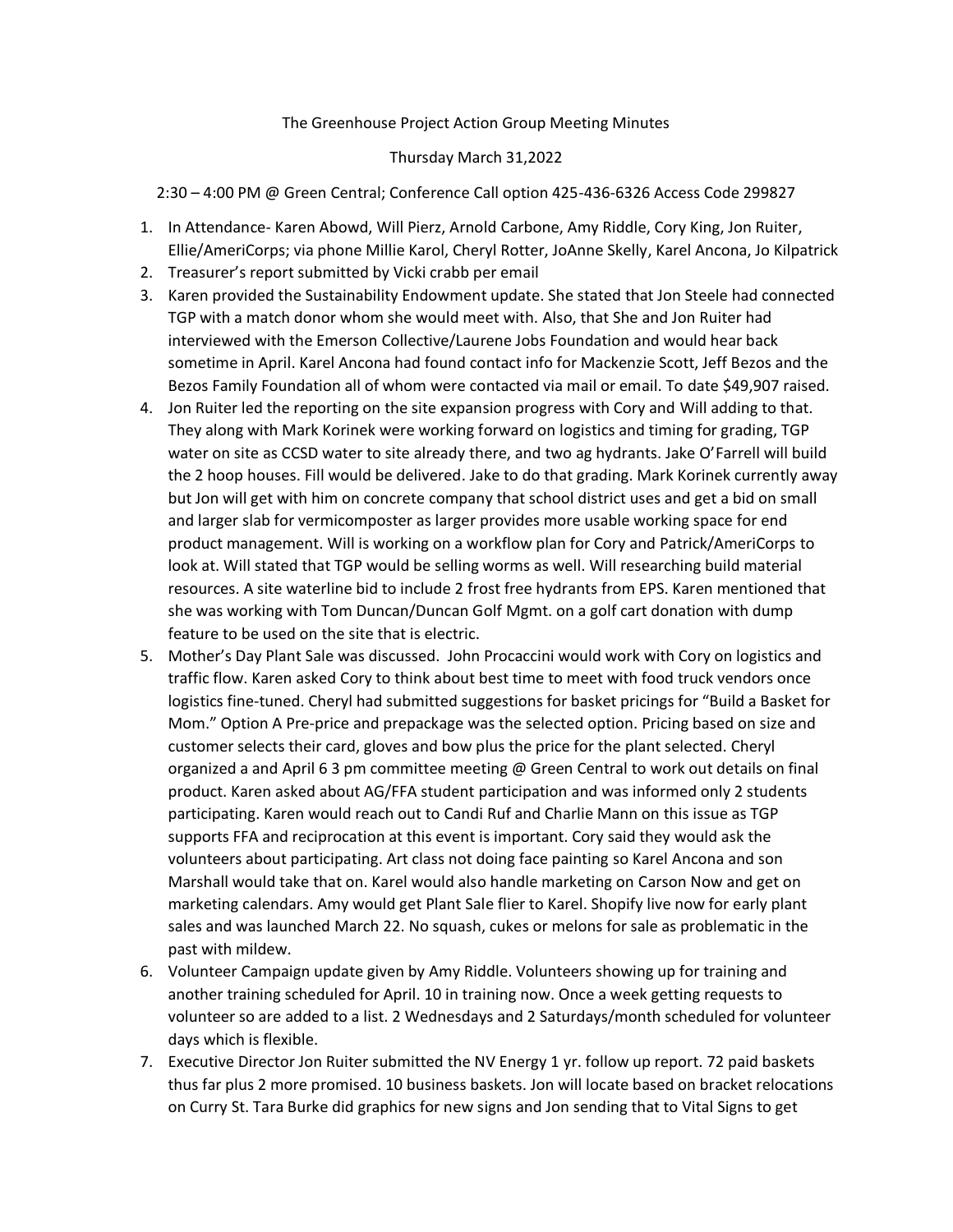The Greenhouse Project Action Group Meeting Minutes

Thursday March 31,2022

2:30 – 4:00 PM @ Green Central; Conference Call option 425-436-6326 Access Code 299827

1. In Attendance- Karen Abowd, Will Pierz, Arnold Carbone, Amy Riddle, Cory King, Jon Ruiter, Ellie/AmeriCorps; via phone Millie Karol, Cheryl Rotter, JoAnne Skelly, Karel Ancona, Jo Kilpatrick
2. Treasurer's report submitted by Vicki crabb per email
3. Karen provided the Sustainability Endowment update. She stated that Jon Steele had connected TGP with a match donor whom she would meet with. Also, that She and Jon Ruiter had interviewed with the Emerson Collective/Laurene Jobs Foundation and would hear back sometime in April. Karel Ancona had found contact info for Mackenzie Scott, Jeff Bezos and the Bezos Family Foundation all of whom were contacted via mail or email. To date $49,907 raised.
4. Jon Ruiter led the reporting on the site expansion progress with Cory and Will adding to that. They along with Mark Korinek were working forward on logistics and timing for grading, TGP water on site as CCSD water to site already there, and two ag hydrants. Jake O'Farrell will build the 2 hoop houses. Fill would be delivered. Jake to do that grading. Mark Korinek currently away but Jon will get with him on concrete company that school district uses and get a bid on small and larger slab for vermicomposter as larger provides more usable working space for end product management. Will is working on a workflow plan for Cory and Patrick/AmeriCorps to look at. Will stated that TGP would be selling worms as well. Will researching build material resources. A site waterline bid to include 2 frost free hydrants from EPS. Karen mentioned that she was working with Tom Duncan/Duncan Golf Mgmt. on a golf cart donation with dump feature to be used on the site that is electric.
5. Mother's Day Plant Sale was discussed. John Procaccini would work with Cory on logistics and traffic flow. Karen asked Cory to think about best time to meet with food truck vendors once logistics fine-tuned. Cheryl had submitted suggestions for basket pricings for "Build a Basket for Mom." Option A Pre-price and prepackage was the selected option. Pricing based on size and customer selects their card, gloves and bow plus the price for the plant selected. Cheryl organized a and April 6 3 pm committee meeting @ Green Central to work out details on final product. Karen asked about AG/FFA student participation and was informed only 2 students participating. Karen would reach out to Candi Ruf and Charlie Mann on this issue as TGP supports FFA and reciprocation at this event is important. Cory said they would ask the volunteers about participating. Art class not doing face painting so Karel Ancona and son Marshall would take that on. Karel would also handle marketing on Carson Now and get on marketing calendars. Amy would get Plant Sale flier to Karel. Shopify live now for early plant sales and was launched March 22. No squash, cukes or melons for sale as problematic in the past with mildew.
6. Volunteer Campaign update given by Amy Riddle. Volunteers showing up for training and another training scheduled for April. 10 in training now. Once a week getting requests to volunteer so are added to a list. 2 Wednesdays and 2 Saturdays/month scheduled for volunteer days which is flexible.
7. Executive Director Jon Ruiter submitted the NV Energy 1 yr. follow up report. 72 paid baskets thus far plus 2 more promised. 10 business baskets. Jon will locate based on bracket relocations on Curry St. Tara Burke did graphics for new signs and Jon sending that to Vital Signs to get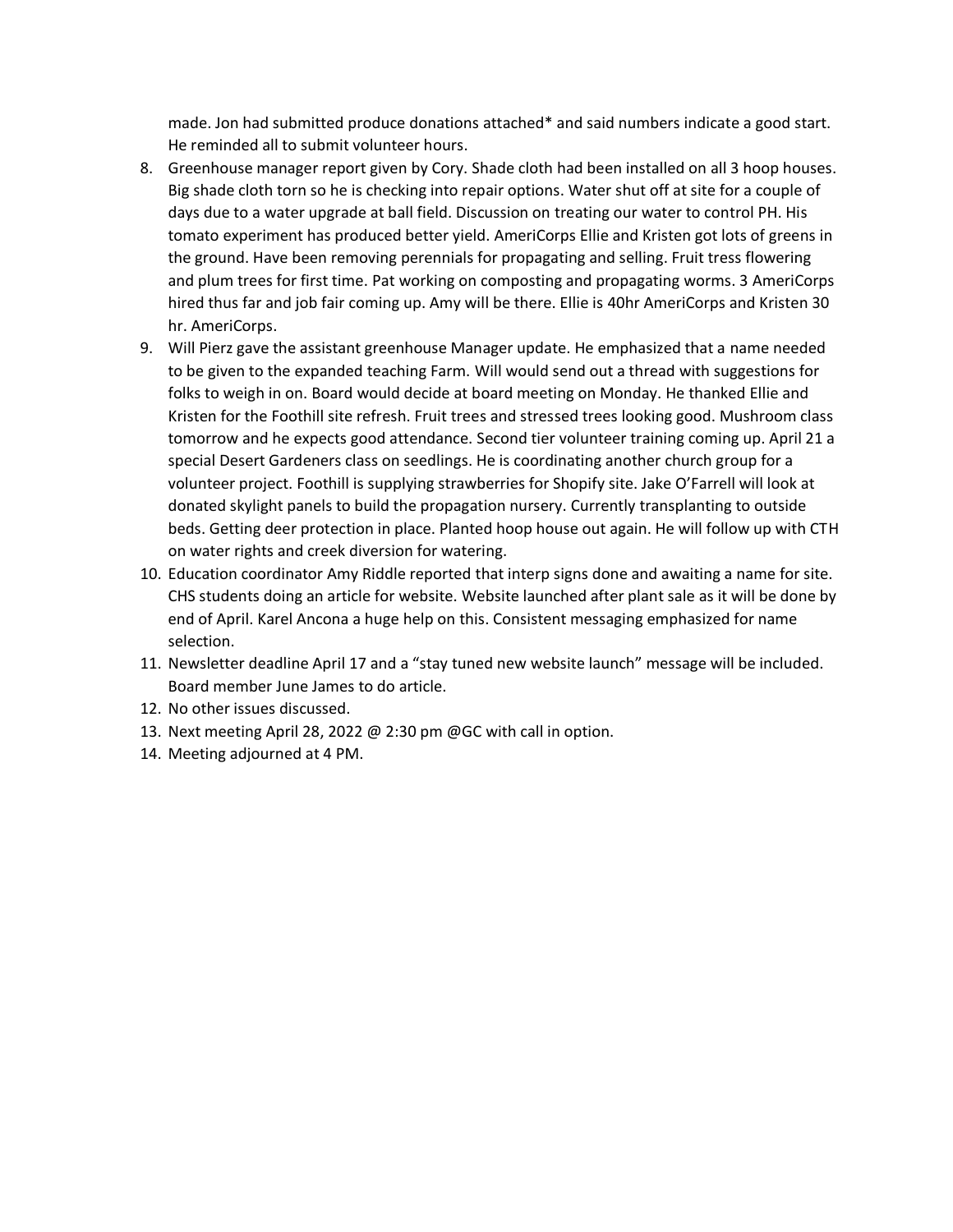made. Jon had submitted produce donations attached* and said numbers indicate a good start. He reminded all to submit volunteer hours.

8. Greenhouse manager report given by Cory. Shade cloth had been installed on all 3 hoop houses. Big shade cloth torn so he is checking into repair options. Water shut off at site for a couple of days due to a water upgrade at ball field. Discussion on treating our water to control PH. His tomato experiment has produced better yield. AmeriCorps Ellie and Kristen got lots of greens in the ground. Have been removing perennials for propagating and selling. Fruit tress flowering and plum trees for first time. Pat working on composting and propagating worms. 3 AmeriCorps hired thus far and job fair coming up. Amy will be there. Ellie is 40hr AmeriCorps and Kristen 30 hr. AmeriCorps.
9. Will Pierz gave the assistant greenhouse Manager update. He emphasized that a name needed to be given to the expanded teaching Farm. Will would send out a thread with suggestions for folks to weigh in on. Board would decide at board meeting on Monday. He thanked Ellie and Kristen for the Foothill site refresh. Fruit trees and stressed trees looking good. Mushroom class tomorrow and he expects good attendance. Second tier volunteer training coming up. April 21 a special Desert Gardeners class on seedlings. He is coordinating another church group for a volunteer project. Foothill is supplying strawberries for Shopify site. Jake O'Farrell will look at donated skylight panels to build the propagation nursery. Currently transplanting to outside beds. Getting deer protection in place. Planted hoop house out again. He will follow up with CTH on water rights and creek diversion for watering.
10. Education coordinator Amy Riddle reported that interp signs done and awaiting a name for site. CHS students doing an article for website. Website launched after plant sale as it will be done by end of April. Karel Ancona a huge help on this. Consistent messaging emphasized for name selection.
11. Newsletter deadline April 17 and a "stay tuned new website launch" message will be included. Board member June James to do article.
12. No other issues discussed.
13. Next meeting April 28, 2022 @ 2:30 pm @GC with call in option.
14. Meeting adjourned at 4 PM.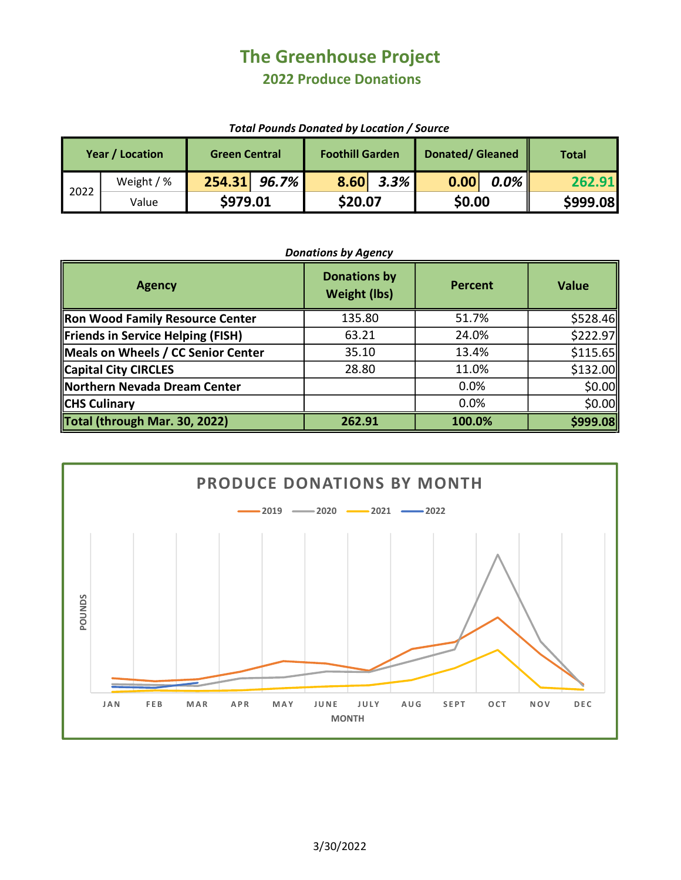# The Greenhouse Project

## 2022 Produce Donations

*Total Pounds Donated by Location / Source*

| Year / Location | | Green Central | | Foothill Garden | | Donated/ Gleaned | | Total |
|---|---|---|---|---|---|---|---|---|
| 2022 | Weight / % | **254.31** | ***96.7%*** | **8.60** | ***3.3%*** | **0.00** | ***0.0%*** | **262.91** |
| | Value | **$979.01** | | **$20.07** | | **$0.00** | | **$999.08** |

*Donations by Agency*

| Agency | Donations by Weight (lbs) | Percent | Value |
|---|---|---|---|
| **Ron Wood Family Resource Center** | 135.80 | 51.7% | $528.46 |
| **Friends in Service Helping (FISH)** | 63.21 | 24.0% | $222.97 |
| **Meals on Wheels / CC Senior Center** | 35.10 | 13.4% | $115.65 |
| **Capital City CIRCLES** | 28.80 | 11.0% | $132.00 |
| **Northern Nevada Dream Center** | | 0.0% | $0.00 |
| **CHS Culinary** | | 0.0% | $0.00 |
| **Total (through Mar. 30, 2022)** | **262.91** | **100.0%** | **$999.08** |

PRODUCE DONATIONS BY MONTH

2019 2020 2021 2022

POUNDS

JAN FEB MAR APR MAY JUNE JULY AUG SEPT OCT NOV DEC

MONTH

3/30/2022